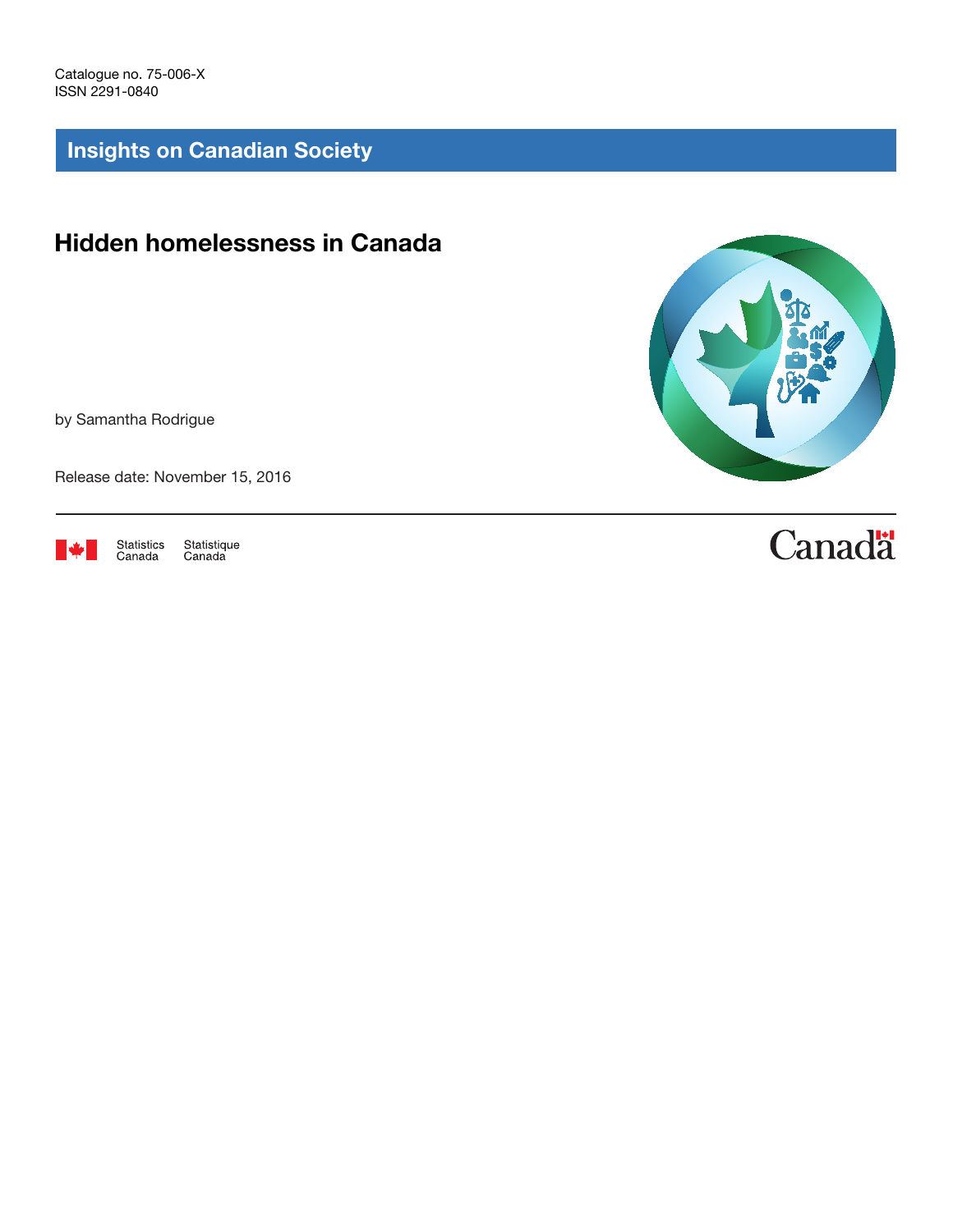Catalogue no. 75-006-X
ISSN 2291-0840

## Insights on Canadian Society

# Hidden homelessness in Canada

by Samantha Rodrigue

Release date: November 15, 2016

Statistics Canada  Statistique Canada

Canada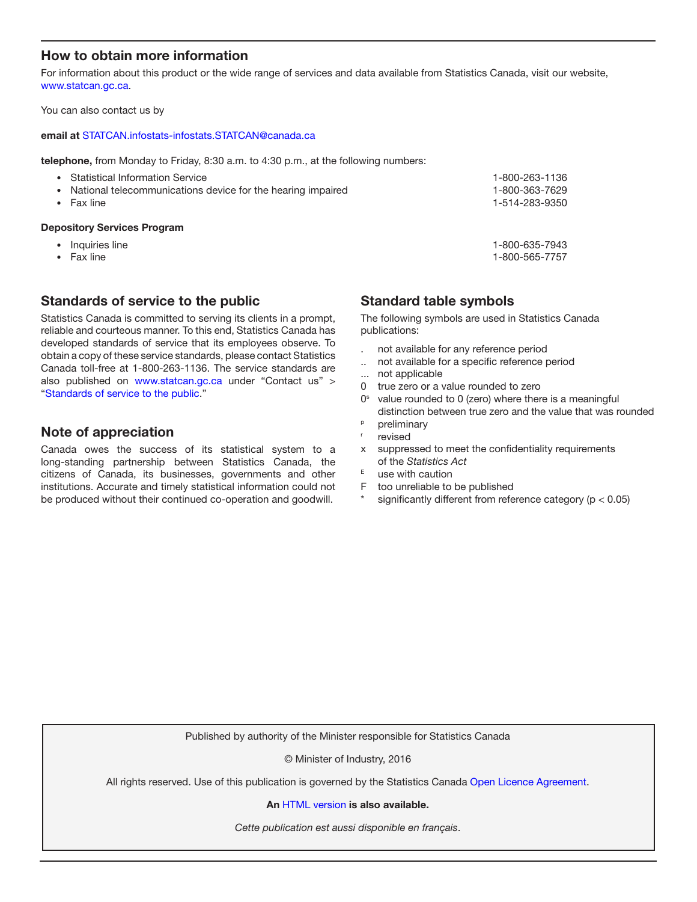## How to obtain more information

For information about this product or the wide range of services and data available from Statistics Canada, visit our website, www.statcan.gc.ca.

You can also contact us by

**email at** STATCAN.infostats-infostats.STATCAN@canada.ca

**telephone,** from Monday to Friday, 8:30 a.m. to 4:30 p.m., at the following numbers:

- Statistical Information Service 1-800-263-1136
- National telecommunications device for the hearing impaired 1-800-363-7629
- Fax line 1-514-283-9350

**Depository Services Program**

- Inquiries line 1-800-635-7943
- Fax line 1-800-565-7757

## Standards of service to the public

Statistics Canada is committed to serving its clients in a prompt, reliable and courteous manner. To this end, Statistics Canada has developed standards of service that its employees observe. To obtain a copy of these service standards, please contact Statistics Canada toll-free at 1-800-263-1136. The service standards are also published on www.statcan.gc.ca under "Contact us" > "Standards of service to the public."

## Note of appreciation

Canada owes the success of its statistical system to a long-standing partnership between Statistics Canada, the citizens of Canada, its businesses, governments and other institutions. Accurate and timely statistical information could not be produced without their continued co-operation and goodwill.

## Standard table symbols

The following symbols are used in Statistics Canada publications:

- . not available for any reference period
- .. not available for a specific reference period
- ... not applicable
- 0 true zero or a value rounded to zero
- $0^s$ value rounded to 0 (zero) where there is a meaningful distinction between true zero and the value that was rounded
- $^p$ preliminary
- $^r$ revised
- x suppressed to meet the confidentiality requirements of the *Statistics Act*
- $^E$ use with caution
- F too unreliable to be published
- * significantly different from reference category ($p < 0.05$)

Published by authority of the Minister responsible for Statistics Canada

© Minister of Industry, 2016

All rights reserved. Use of this publication is governed by the Statistics Canada Open Licence Agreement.

**An HTML version is also available.**

*Cette publication est aussi disponible en français*.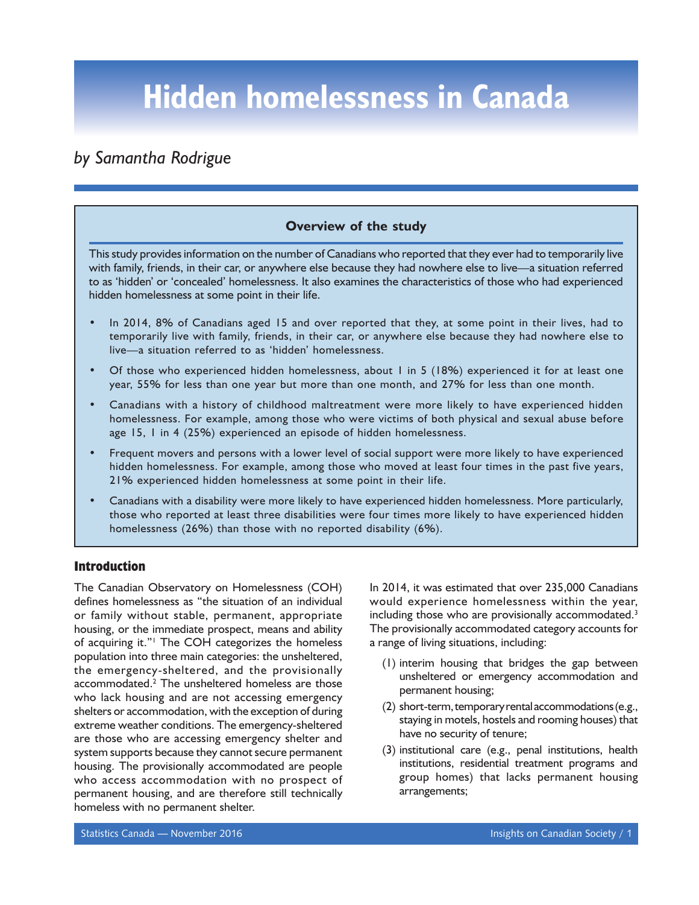# Hidden homelessness in Canada

*by Samantha Rodrigue*

### Overview of the study

This study provides information on the number of Canadians who reported that they ever had to temporarily live with family, friends, in their car, or anywhere else because they had nowhere else to live—a situation referred to as 'hidden' or 'concealed' homelessness. It also examines the characteristics of those who had experienced hidden homelessness at some point in their life.

- In 2014, 8% of Canadians aged 15 and over reported that they, at some point in their lives, had to temporarily live with family, friends, in their car, or anywhere else because they had nowhere else to live—a situation referred to as 'hidden' homelessness.
- Of those who experienced hidden homelessness, about 1 in 5 (18%) experienced it for at least one year, 55% for less than one year but more than one month, and 27% for less than one month.
- Canadians with a history of childhood maltreatment were more likely to have experienced hidden homelessness. For example, among those who were victims of both physical and sexual abuse before age 15, 1 in 4 (25%) experienced an episode of hidden homelessness.
- Frequent movers and persons with a lower level of social support were more likely to have experienced hidden homelessness. For example, among those who moved at least four times in the past five years, 21% experienced hidden homelessness at some point in their life.
- Canadians with a disability were more likely to have experienced hidden homelessness. More particularly, those who reported at least three disabilities were four times more likely to have experienced hidden homelessness (26%) than those with no reported disability (6%).

## Introduction

The Canadian Observatory on Homelessness (COH) defines homelessness as "the situation of an individual or family without stable, permanent, appropriate housing, or the immediate prospect, means and ability of acquiring it."[1] The COH categorizes the homeless population into three main categories: the unsheltered, the emergency-sheltered, and the provisionally accommodated.[2] The unsheltered homeless are those who lack housing and are not accessing emergency shelters or accommodation, with the exception of during extreme weather conditions. The emergency-sheltered are those who are accessing emergency shelter and system supports because they cannot secure permanent housing. The provisionally accommodated are people who access accommodation with no prospect of permanent housing, and are therefore still technically homeless with no permanent shelter.

In 2014, it was estimated that over 235,000 Canadians would experience homelessness within the year, including those who are provisionally accommodated.[3] The provisionally accommodated category accounts for a range of living situations, including:

(1) interim housing that bridges the gap between unsheltered or emergency accommodation and permanent housing;

(2) short-term, temporary rental accommodations (e.g., staying in motels, hostels and rooming houses) that have no security of tenure;

(3) institutional care (e.g., penal institutions, health institutions, residential treatment programs and group homes) that lacks permanent housing arrangements;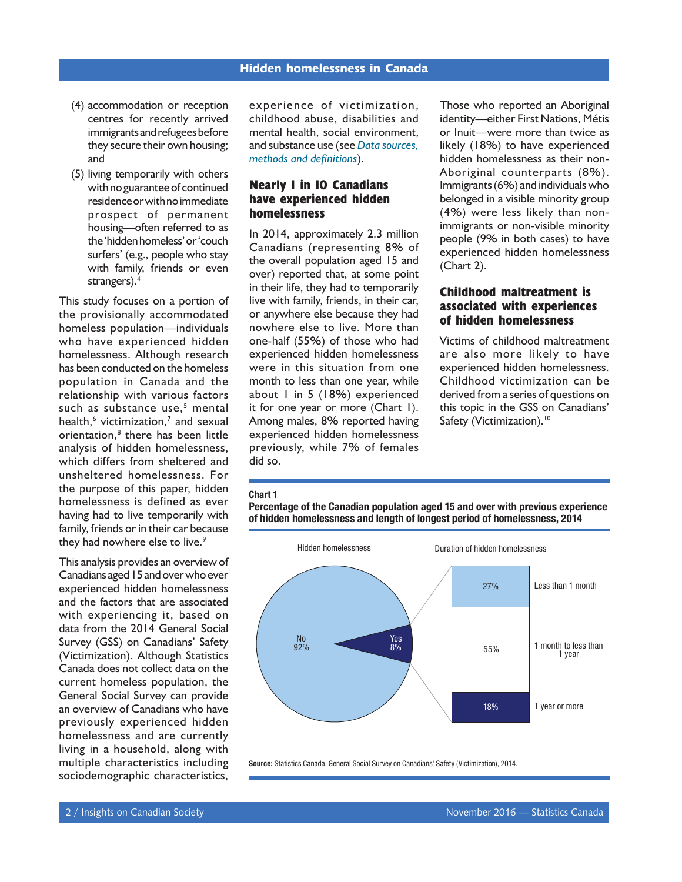(4) accommodation or reception centres for recently arrived immigrants and refugees before they secure their own housing; and

(5) living temporarily with others with no guarantee of continued residence or with no immediate prospect of permanent housing—often referred to as the 'hidden homeless' or 'couch surfers' (e.g., people who stay with family, friends or even strangers).[4]

This study focuses on a portion of the provisionally accommodated homeless population—individuals who have experienced hidden homelessness. Although research has been conducted on the homeless population in Canada and the relationship with various factors such as substance use,[5] mental health,[6] victimization,[7] and sexual orientation,[8] there has been little analysis of hidden homelessness, which differs from sheltered and unsheltered homelessness. For the purpose of this paper, hidden homelessness is defined as ever having had to live temporarily with family, friends or in their car because they had nowhere else to live.[9]

This analysis provides an overview of Canadians aged 15 and over who ever experienced hidden homelessness and the factors that are associated with experiencing it, based on data from the 2014 General Social Survey (GSS) on Canadians' Safety (Victimization). Although Statistics Canada does not collect data on the current homeless population, the General Social Survey can provide an overview of Canadians who have previously experienced hidden homelessness and are currently living in a household, along with multiple characteristics including sociodemographic characteristics, experience of victimization, childhood abuse, disabilities and mental health, social environment, and substance use (see *Data sources, methods and definitions*).

## Nearly 1 in 10 Canadians have experienced hidden homelessness

In 2014, approximately 2.3 million Canadians (representing 8% of the overall population aged 15 and over) reported that, at some point in their life, they had to temporarily live with family, friends, in their car, or anywhere else because they had nowhere else to live. More than one-half (55%) of those who had experienced hidden homelessness were in this situation from one month to less than one year, while about 1 in 5 (18%) experienced it for one year or more (Chart 1). Among males, 8% reported having experienced hidden homelessness previously, while 7% of females did so.

Those who reported an Aboriginal identity—either First Nations, Métis or Inuit—were more than twice as likely (18%) to have experienced hidden homelessness as their non-Aboriginal counterparts (8%). Immigrants (6%) and individuals who belonged in a visible minority group (4%) were less likely than non-immigrants or non-visible minority people (9% in both cases) to have experienced hidden homelessness (Chart 2).

## Childhood maltreatment is associated with experiences of hidden homelessness

Victims of childhood maltreatment are also more likely to have experienced hidden homelessness. Childhood victimization can be derived from a series of questions on this topic in the GSS on Canadians' Safety (Victimization).[10]

**Chart 1**
**Percentage of the Canadian population aged 15 and over with previous experience of hidden homelessness and length of longest period of homelessness, 2014**

Hidden homelessness

| | Percent |
|---|---|
| No | 92% |
| Yes | 8% |

Duration of hidden homelessness

| | Percent |
|---|---|
| Less than 1 month | 27% |
| 1 month to less than 1 year | 55% |
| 1 year or more | 18% |

**Source:** Statistics Canada, General Social Survey on Canadians' Safety (Victimization), 2014.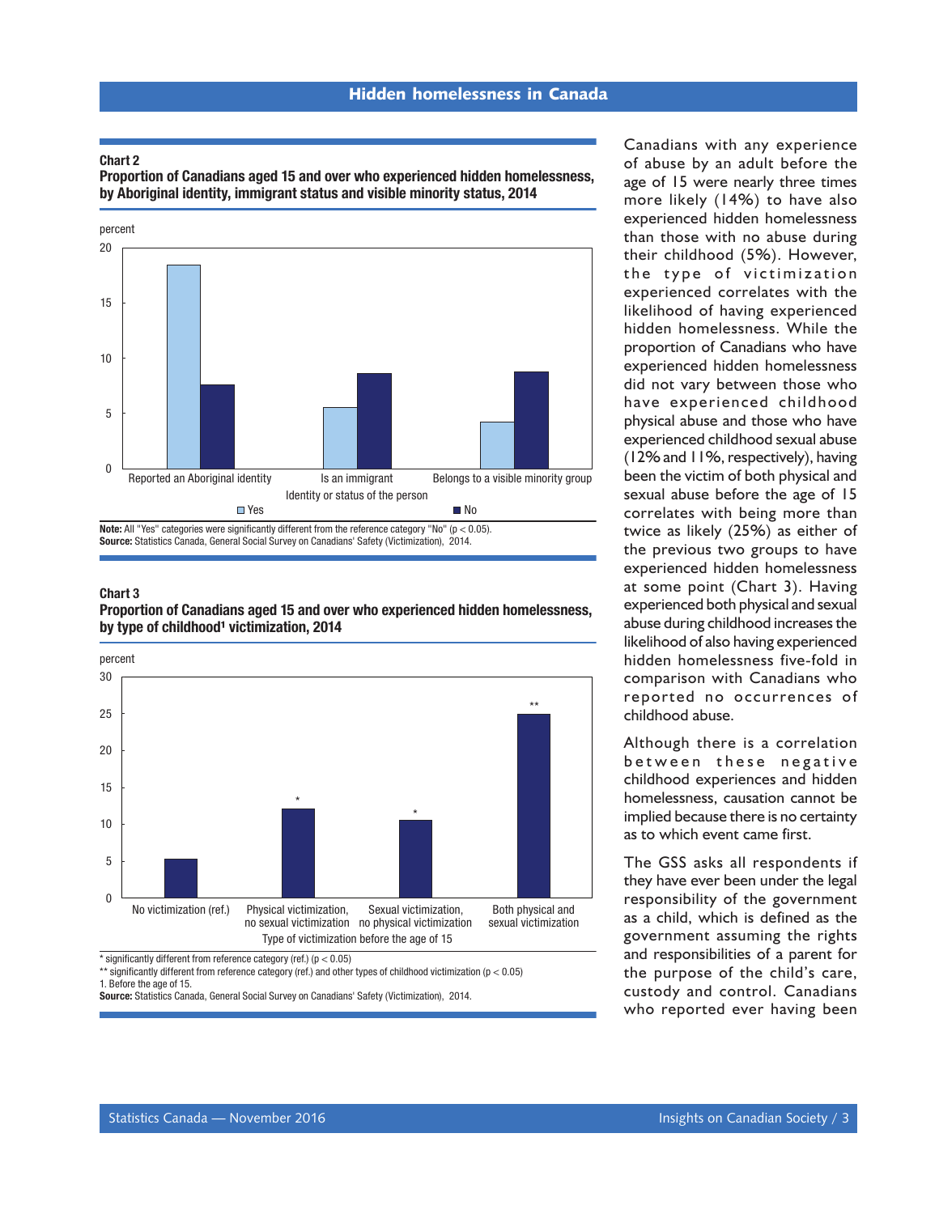**Chart 2**
**Proportion of Canadians aged 15 and over who experienced hidden homelessness, by Aboriginal identity, immigrant status and visible minority status, 2014**

| Identity or status of the person | Yes (percent) | No (percent) |
|---|---|---|
| Reported an Aboriginal identity | 18.5 | 7.6 |
| Is an immigrant | 5.6 | 8.6 |
| Belongs to a visible minority group | 4.3 | 8.8 |

**Note:** All "Yes" categories were significantly different from the reference category "No" ($p < 0.05$).
**Source:** Statistics Canada, General Social Survey on Canadians' Safety (Victimization), 2014.

**Chart 3**
**Proportion of Canadians aged 15 and over who experienced hidden homelessness, by type of childhood[1] victimization, 2014**

| Type of victimization before the age of 15 | percent |
|---|---|
| No victimization (ref.) | 5.3 |
| Physical victimization, no sexual victimization* | 12 |
| Sexual victimization, no physical victimization* | 10.5 |
| Both physical and sexual victimization** | 25 |

\* significantly different from reference category (ref.) ($p < 0.05$)
\*\* significantly different from reference category (ref.) and other types of childhood victimization ($p < 0.05$)
1. Before the age of 15.
**Source:** Statistics Canada, General Social Survey on Canadians' Safety (Victimization), 2014.

Canadians with any experience of abuse by an adult before the age of 15 were nearly three times more likely (14%) to have also experienced hidden homelessness than those with no abuse during their childhood (5%). However, the type of victimization experienced correlates with the likelihood of having experienced hidden homelessness. While the proportion of Canadians who have experienced hidden homelessness did not vary between those who have experienced childhood physical abuse and those who have experienced childhood sexual abuse (12% and 11%, respectively), having been the victim of both physical and sexual abuse before the age of 15 correlates with being more than twice as likely (25%) as either of the previous two groups to have experienced hidden homelessness at some point (Chart 3). Having experienced both physical and sexual abuse during childhood increases the likelihood of also having experienced hidden homelessness five-fold in comparison with Canadians who reported no occurrences of childhood abuse.

Although there is a correlation between these negative childhood experiences and hidden homelessness, causation cannot be implied because there is no certainty as to which event came first.

The GSS asks all respondents if they have ever been under the legal responsibility of the government as a child, which is defined as the government assuming the rights and responsibilities of a parent for the purpose of the child's care, custody and control. Canadians who reported ever having been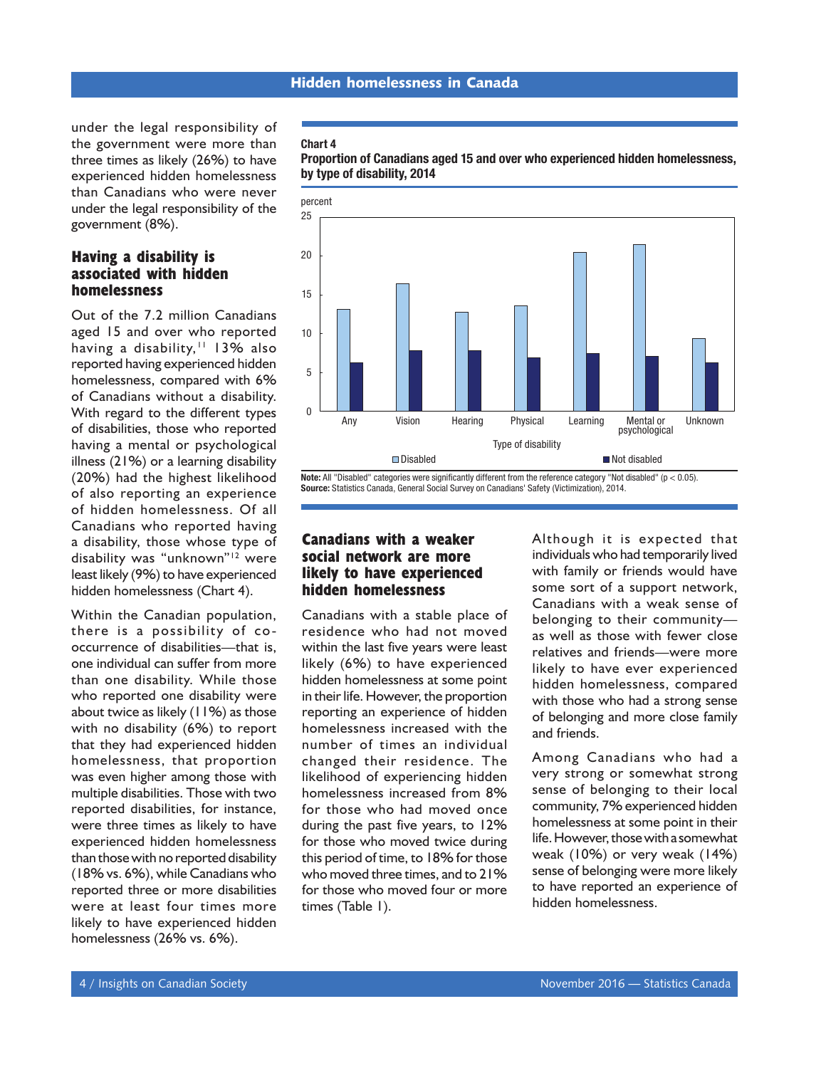under the legal responsibility of the government were more than three times as likely (26%) to have experienced hidden homelessness than Canadians who were never under the legal responsibility of the government (8%).

## Having a disability is associated with hidden homelessness

Out of the 7.2 million Canadians aged 15 and over who reported having a disability,[11] 13% also reported having experienced hidden homelessness, compared with 6% of Canadians without a disability. With regard to the different types of disabilities, those who reported having a mental or psychological illness (21%) or a learning disability (20%) had the highest likelihood of also reporting an experience of hidden homelessness. Of all Canadians who reported having a disability, those whose type of disability was "unknown"[12] were least likely (9%) to have experienced hidden homelessness (Chart 4).

Within the Canadian population, there is a possibility of co-occurrence of disabilities—that is, one individual can suffer from more than one disability. While those who reported one disability were about twice as likely (11%) as those with no disability (6%) to report that they had experienced hidden homelessness, that proportion was even higher among those with multiple disabilities. Those with two reported disabilities, for instance, were three times as likely to have experienced hidden homelessness than those with no reported disability (18% vs. 6%), while Canadians who reported three or more disabilities were at least four times more likely to have experienced hidden homelessness (26% vs. 6%).

**Chart 4**
**Proportion of Canadians aged 15 and over who experienced hidden homelessness, by type of disability, 2014**

**Note:** All "Disabled" categories were significantly different from the reference category "Not disabled" ($p < 0.05$).
**Source:** Statistics Canada, General Social Survey on Canadians' Safety (Victimization), 2014.

## Canadians with a weaker social network are more likely to have experienced hidden homelessness

Canadians with a stable place of residence who had not moved within the last five years were least likely (6%) to have experienced hidden homelessness at some point in their life. However, the proportion reporting an experience of hidden homelessness increased with the number of times an individual changed their residence. The likelihood of experiencing hidden homelessness increased from 8% for those who had moved once during the past five years, to 12% for those who moved twice during this period of time, to 18% for those who moved three times, and to 21% for those who moved four or more times (Table 1).

Although it is expected that individuals who had temporarily lived with family or friends would have some sort of a support network, Canadians with a weak sense of belonging to their community—as well as those with fewer close relatives and friends—were more likely to have ever experienced hidden homelessness, compared with those who had a strong sense of belonging and more close family and friends.

Among Canadians who had a very strong or somewhat strong sense of belonging to their local community, 7% experienced hidden homelessness at some point in their life. However, those with a somewhat weak (10%) or very weak (14%) sense of belonging were more likely to have reported an experience of hidden homelessness.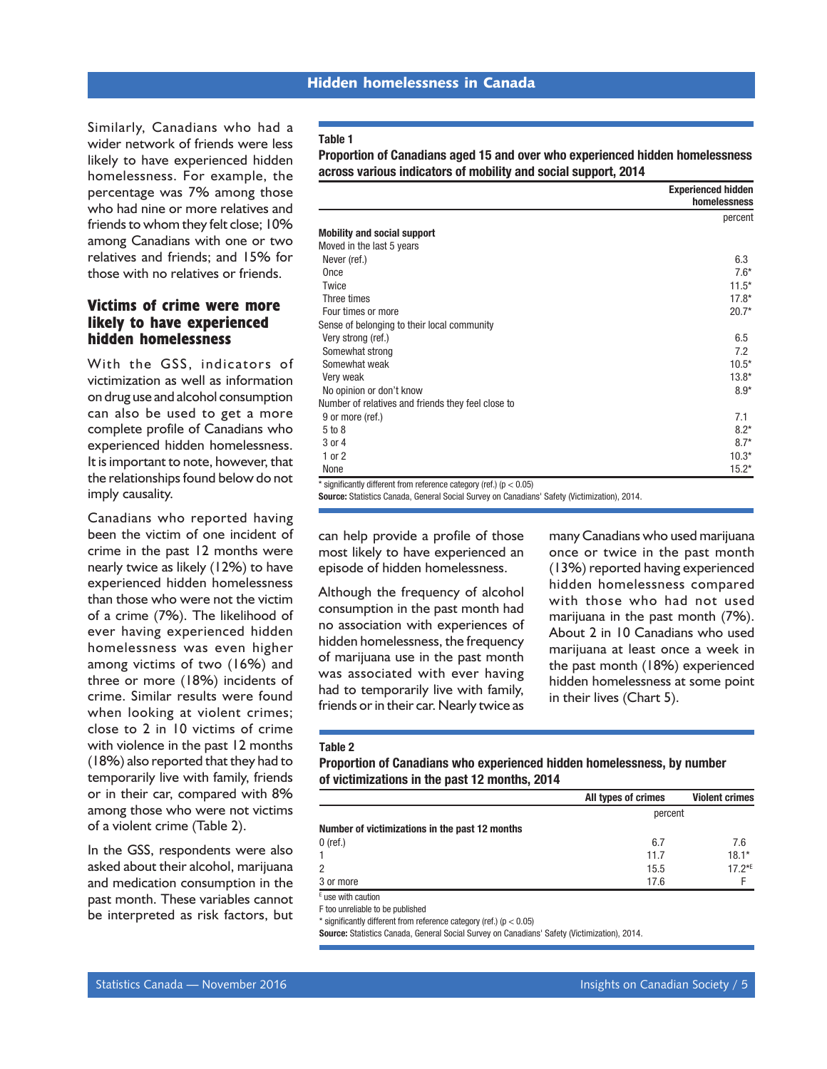Similarly, Canadians who had a wider network of friends were less likely to have experienced hidden homelessness. For example, the percentage was 7% among those who had nine or more relatives and friends to whom they felt close; 10% among Canadians with one or two relatives and friends; and 15% for those with no relatives or friends.

## Victims of crime were more likely to have experienced hidden homelessness

With the GSS, indicators of victimization as well as information on drug use and alcohol consumption can also be used to get a more complete profile of Canadians who experienced hidden homelessness. It is important to note, however, that the relationships found below do not imply causality.

Canadians who reported having been the victim of one incident of crime in the past 12 months were nearly twice as likely (12%) to have experienced hidden homelessness than those who were not the victim of a crime (7%). The likelihood of ever having experienced hidden homelessness was even higher among victims of two (16%) and three or more (18%) incidents of crime. Similar results were found when looking at violent crimes; close to 2 in 10 victims of crime with violence in the past 12 months (18%) also reported that they had to temporarily live with family, friends or in their car, compared with 8% among those who were not victims of a violent crime (Table 2).

In the GSS, respondents were also asked about their alcohol, marijuana and medication consumption in the past month. These variables cannot be interpreted as risk factors, but can help provide a profile of those most likely to have experienced an episode of hidden homelessness.

Although the frequency of alcohol consumption in the past month had no association with experiences of hidden homelessness, the frequency of marijuana use in the past month was associated with ever having had to temporarily live with family, friends or in their car. Nearly twice as many Canadians who used marijuana once or twice in the past month (13%) reported having experienced hidden homelessness compared with those who had not used marijuana in the past month (7%). About 2 in 10 Canadians who used marijuana at least once a week in the past month (18%) experienced hidden homelessness at some point in their lives (Chart 5).

**Table 1**
**Proportion of Canadians aged 15 and over who experienced hidden homelessness across various indicators of mobility and social support, 2014**

| | Experienced hidden homelessness |
|---|---|
| | percent |
| **Mobility and social support** | |
| Moved in the last 5 years | |
| Never (ref.) | 6.3 |
| Once | 7.6* |
| Twice | 11.5* |
| Three times | 17.8* |
| Four times or more | 20.7* |
| Sense of belonging to their local community | |
| Very strong (ref.) | 6.5 |
| Somewhat strong | 7.2 |
| Somewhat weak | 10.5* |
| Very weak | 13.8* |
| No opinion or don't know | 8.9* |
| Number of relatives and friends they feel close to | |
| 9 or more (ref.) | 7.1 |
| 5 to 8 | 8.2* |
| 3 or 4 | 8.7* |
| 1 or 2 | 10.3* |
| None | 15.2* |

* significantly different from reference category (ref.) ($p < 0.05$)
**Source:** Statistics Canada, General Social Survey on Canadians' Safety (Victimization), 2014.

**Table 2**
**Proportion of Canadians who experienced hidden homelessness, by number of victimizations in the past 12 months, 2014**

| | All types of crimes | Violent crimes |
|---|---|---|
| | percent | |
| **Number of victimizations in the past 12 months** | | |
| 0 (ref.) | 6.7 | 7.6 |
| 1 | 11.7 | 18.1* |
| 2 | 15.5 | 17.2*E |
| 3 or more | 17.6 | F |

E use with caution
F too unreliable to be published
* significantly different from reference category (ref.) ($p < 0.05$)
**Source:** Statistics Canada, General Social Survey on Canadians' Safety (Victimization), 2014.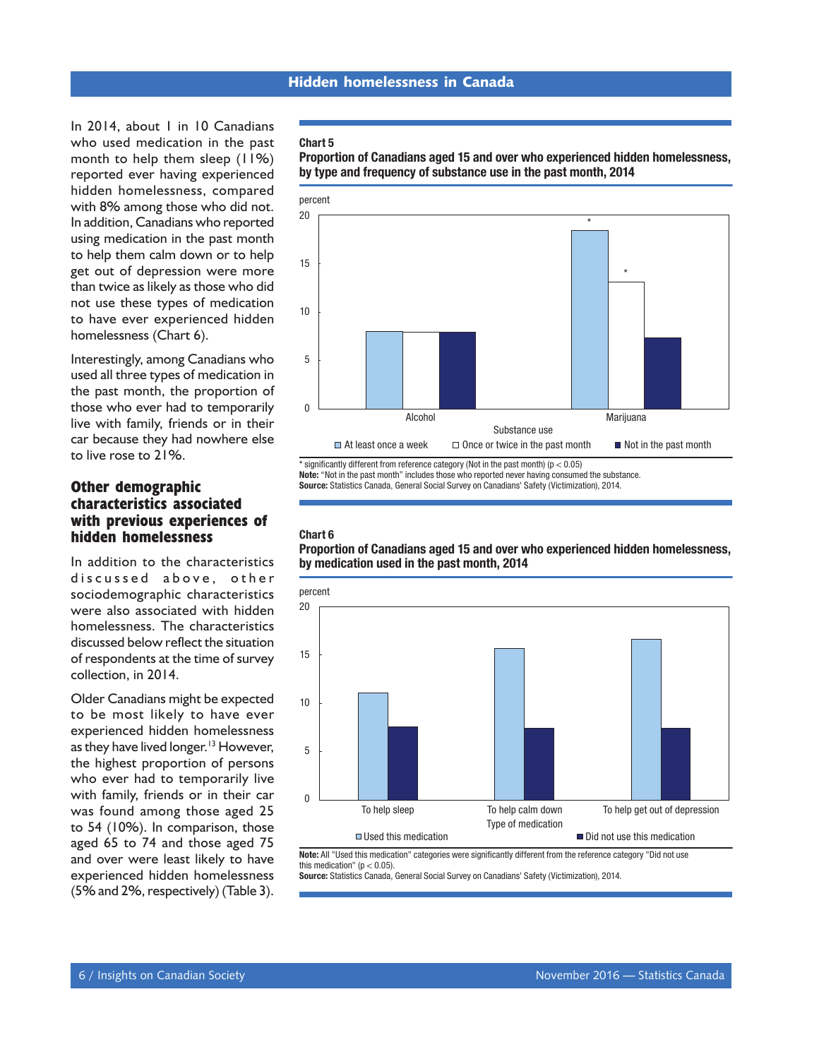In 2014, about 1 in 10 Canadians who used medication in the past month to help them sleep (11%) reported ever having experienced hidden homelessness, compared with 8% among those who did not. In addition, Canadians who reported using medication in the past month to help them calm down or to help get out of depression were more than twice as likely as those who did not use these types of medication to have ever experienced hidden homelessness (Chart 6).

Interestingly, among Canadians who used all three types of medication in the past month, the proportion of those who ever had to temporarily live with family, friends or in their car because they had nowhere else to live rose to 21%.

## Other demographic characteristics associated with previous experiences of hidden homelessness

In addition to the characteristics discussed above, other sociodemographic characteristics were also associated with hidden homelessness. The characteristics discussed below reflect the situation of respondents at the time of survey collection, in 2014.

Older Canadians might be expected to be most likely to have ever experienced hidden homelessness as they have lived longer.[13] However, the highest proportion of persons who ever had to temporarily live with family, friends or in their car was found among those aged 25 to 54 (10%). In comparison, those aged 65 to 74 and those aged 75 and over were least likely to have experienced hidden homelessness (5% and 2%, respectively) (Table 3).

**Chart 5**
**Proportion of Canadians aged 15 and over who experienced hidden homelessness, by type and frequency of substance use in the past month, 2014**

percent

| Substance use | At least once a week | Once or twice in the past month | Not in the past month |
|---|---|---|---|
| Alcohol | 8 | 8 | 8 |
| Marijuana | 18.5* | 13* | 7.5 |

\* significantly different from reference category (Not in the past month) ($p < 0.05$)
**Note:** "Not in the past month" includes those who reported never having consumed the substance.
**Source:** Statistics Canada, General Social Survey on Canadians' Safety (Victimization), 2014.

**Chart 6**
**Proportion of Canadians aged 15 and over who experienced hidden homelessness, by medication used in the past month, 2014**

percent

| Type of medication | Used this medication | Did not use this medication |
|---|---|---|
| To help sleep | 11 | 7.5 |
| To help calm down | 15.5 | 7.5 |
| To help get out of depression | 16.5 | 7.5 |

**Note:** All "Used this medication" categories were significantly different from the reference category "Did not use this medication" ($p < 0.05$).
**Source:** Statistics Canada, General Social Survey on Canadians' Safety (Victimization), 2014.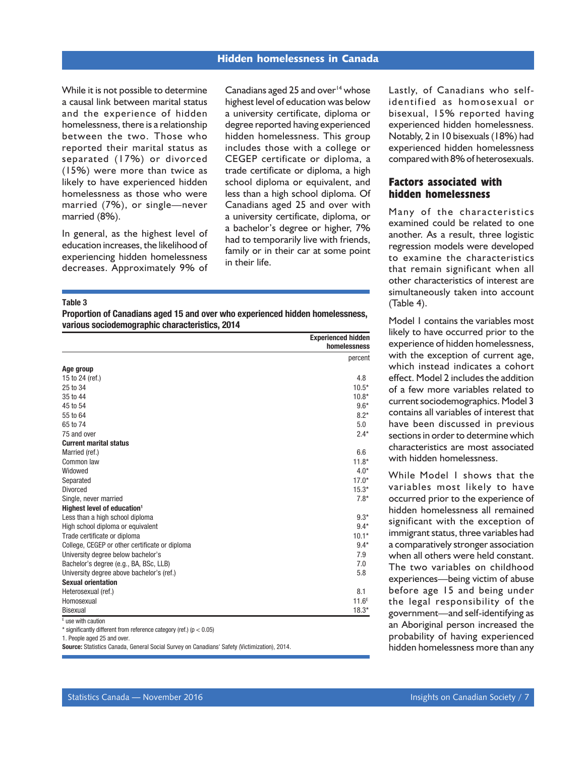While it is not possible to determine a causal link between marital status and the experience of hidden homelessness, there is a relationship between the two. Those who reported their marital status as separated (17%) or divorced (15%) were more than twice as likely to have experienced hidden homelessness as those who were married (7%), or single—never married (8%).

In general, as the highest level of education increases, the likelihood of experiencing hidden homelessness decreases. Approximately 9% of Canadians aged 25 and over[14] whose highest level of education was below a university certificate, diploma or degree reported having experienced hidden homelessness. This group includes those with a college or CEGEP certificate or diploma, a trade certificate or diploma, a high school diploma or equivalent, and less than a high school diploma. Of Canadians aged 25 and over with a university certificate, diploma, or a bachelor's degree or higher, 7% had to temporarily live with friends, family or in their car at some point in their life.

**Table 3**
**Proportion of Canadians aged 15 and over who experienced hidden homelessness, various sociodemographic characteristics, 2014**

| | Experienced hidden homelessness |
|---|---|
| | percent |
| **Age group** | |
| 15 to 24 (ref.) | 4.8 |
| 25 to 34 | 10.5* |
| 35 to 44 | 10.8* |
| 45 to 54 | 9.6* |
| 55 to 64 | 8.2* |
| 65 to 74 | 5.0 |
| 75 and over | 2.4* |
| **Current marital status** | |
| Married (ref.) | 6.6 |
| Common law | 11.8* |
| Widowed | 4.0* |
| Separated | 17.0* |
| Divorced | 15.3* |
| Single, never married | 7.8* |
| **Highest level of education[1]** | |
| Less than a high school diploma | 9.3* |
| High school diploma or equivalent | 9.4* |
| Trade certificate or diploma | 10.1* |
| College, CEGEP or other certificate or diploma | 9.4* |
| University degree below bachelor's | 7.9 |
| Bachelor's degree (e.g., BA, BSc, LLB) | 7.0 |
| University degree above bachelor's (ref.) | 5.8 |
| **Sexual orientation** | |
| Heterosexual (ref.) | 8.1 |
| Homosexual | 11.6[E] |
| Bisexual | 18.3* |

[E] use with caution

* significantly different from reference category (ref.) ($p < 0.05$)

1. People aged 25 and over.

**Source:** Statistics Canada, General Social Survey on Canadians' Safety (Victimization), 2014.

Lastly, of Canadians who self-identified as homosexual or bisexual, 15% reported having experienced hidden homelessness. Notably, 2 in 10 bisexuals (18%) had experienced hidden homelessness compared with 8% of heterosexuals.

## Factors associated with hidden homelessness

Many of the characteristics examined could be related to one another. As a result, three logistic regression models were developed to examine the characteristics that remain significant when all other characteristics of interest are simultaneously taken into account (Table 4).

Model 1 contains the variables most likely to have occurred prior to the experience of hidden homelessness, with the exception of current age, which instead indicates a cohort effect. Model 2 includes the addition of a few more variables related to current sociodemographics. Model 3 contains all variables of interest that have been discussed in previous sections in order to determine which characteristics are most associated with hidden homelessness.

While Model 1 shows that the variables most likely to have occurred prior to the experience of hidden homelessness all remained significant with the exception of immigrant status, three variables had a comparatively stronger association when all others were held constant. The two variables on childhood experiences—being victim of abuse before age 15 and being under the legal responsibility of the government—and self-identifying as an Aboriginal person increased the probability of having experienced hidden homelessness more than any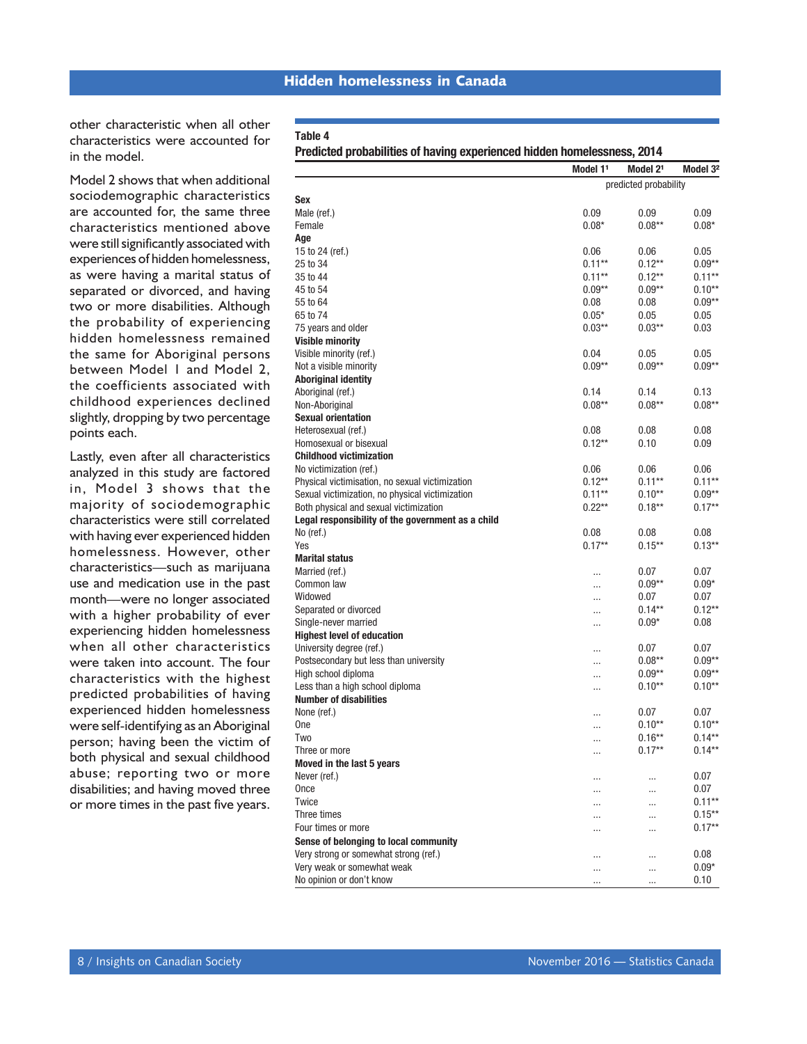other characteristic when all other characteristics were accounted for in the model.

Model 2 shows that when additional sociodemographic characteristics are accounted for, the same three characteristics mentioned above were still significantly associated with experiences of hidden homelessness, as were having a marital status of separated or divorced, and having two or more disabilities. Although the probability of experiencing hidden homelessness remained the same for Aboriginal persons between Model 1 and Model 2, the coefficients associated with childhood experiences declined slightly, dropping by two percentage points each.

Lastly, even after all characteristics analyzed in this study are factored in, Model 3 shows that the majority of sociodemographic characteristics were still correlated with having ever experienced hidden homelessness. However, other characteristics—such as marijuana use and medication use in the past month—were no longer associated with a higher probability of ever experiencing hidden homelessness when all other characteristics were taken into account. The four characteristics with the highest predicted probabilities of having experienced hidden homelessness were self-identifying as an Aboriginal person; having been the victim of both physical and sexual childhood abuse; reporting two or more disabilities; and having moved three or more times in the past five years.

**Table 4**
**Predicted probabilities of having experienced hidden homelessness, 2014**

| | Model 1[1] | Model 2[1] | Model 3[2] |
|---|---|---|---|
| | predicted probability | | |
| **Sex** | | | |
| Male (ref.) | 0.09 | 0.09 | 0.09 |
| Female | 0.08* | 0.08** | 0.08* |
| **Age** | | | |
| 15 to 24 (ref.) | 0.06 | 0.06 | 0.05 |
| 25 to 34 | 0.11** | 0.12** | 0.09** |
| 35 to 44 | 0.11** | 0.12** | 0.11** |
| 45 to 54 | 0.09** | 0.09** | 0.10** |
| 55 to 64 | 0.08 | 0.08 | 0.09** |
| 65 to 74 | 0.05* | 0.05 | 0.05 |
| 75 years and older | 0.03** | 0.03** | 0.03 |
| **Visible minority** | | | |
| Visible minority (ref.) | 0.04 | 0.05 | 0.05 |
| Not a visible minority | 0.09** | 0.09** | 0.09** |
| **Aboriginal identity** | | | |
| Aboriginal (ref.) | 0.14 | 0.14 | 0.13 |
| Non-Aboriginal | 0.08** | 0.08** | 0.08** |
| **Sexual orientation** | | | |
| Heterosexual (ref.) | 0.08 | 0.08 | 0.08 |
| Homosexual or bisexual | 0.12** | 0.10 | 0.09 |
| **Childhood victimization** | | | |
| No victimization (ref.) | 0.06 | 0.06 | 0.06 |
| Physical victimisation, no sexual victimization | 0.12** | 0.11** | 0.11** |
| Sexual victimization, no physical victimization | 0.11** | 0.10** | 0.09** |
| Both physical and sexual victimization | 0.22** | 0.18** | 0.17** |
| **Legal responsibility of the government as a child** | | | |
| No (ref.) | 0.08 | 0.08 | 0.08 |
| Yes | 0.17** | 0.15** | 0.13** |
| **Marital status** | | | |
| Married (ref.) | ... | 0.07 | 0.07 |
| Common law | ... | 0.09** | 0.09* |
| Widowed | ... | 0.07 | 0.07 |
| Separated or divorced | ... | 0.14** | 0.12** |
| Single-never married | ... | 0.09* | 0.08 |
| **Highest level of education** | | | |
| University degree (ref.) | ... | 0.07 | 0.07 |
| Postsecondary but less than university | ... | 0.08** | 0.09** |
| High school diploma | ... | 0.09** | 0.09** |
| Less than a high school diploma | ... | 0.10** | 0.10** |
| **Number of disabilities** | | | |
| None (ref.) | ... | 0.07 | 0.07 |
| One | ... | 0.10** | 0.10** |
| Two | ... | 0.16** | 0.14** |
| Three or more | ... | 0.17** | 0.14** |
| **Moved in the last 5 years** | | | |
| Never (ref.) | ... | ... | 0.07 |
| Once | ... | ... | 0.07 |
| Twice | ... | ... | 0.11** |
| Three times | ... | ... | 0.15** |
| Four times or more | ... | ... | 0.17** |
| **Sense of belonging to local community** | | | |
| Very strong or somewhat strong (ref.) | ... | ... | 0.08 |
| Very weak or somewhat weak | ... | ... | 0.09* |
| No opinion or don't know | ... | ... | 0.10 |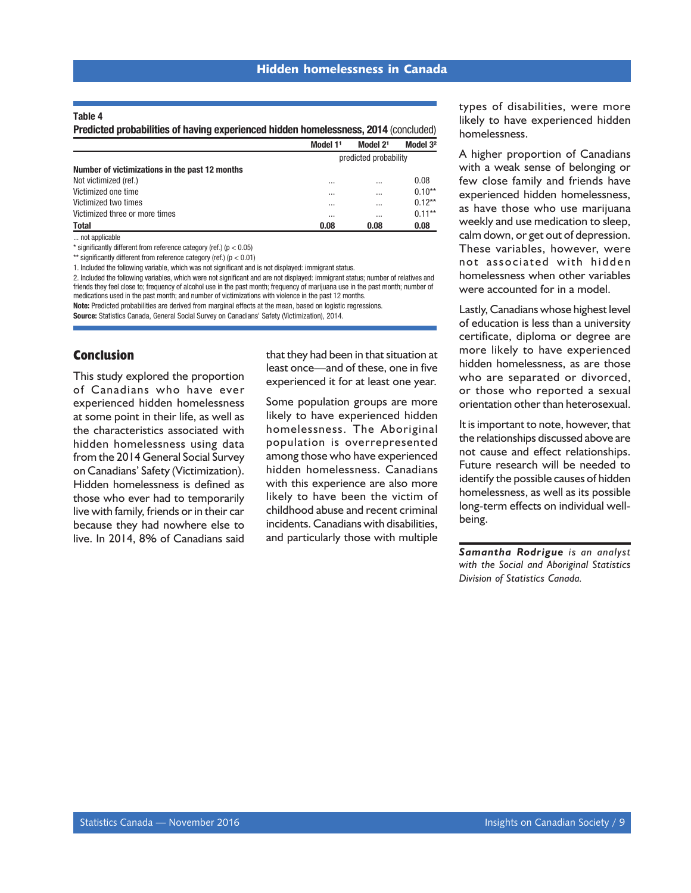**Table 4**
**Predicted probabilities of having experienced hidden homelessness, 2014** (concluded)

| | Model 1[1] | Model 2[1] | Model 3[2] |
|---|---|---|---|
| | predicted probability | | |
| **Number of victimizations in the past 12 months** | | | |
| Not victimized (ref.) | ... | ... | 0.08 |
| Victimized one time | ... | ... | 0.10** |
| Victimized two times | ... | ... | 0.12** |
| Victimized three or more times | ... | ... | 0.11** |
| **Total** | **0.08** | **0.08** | **0.08** |

... not applicable

* significantly different from reference category (ref.) ($p < 0.05$)

** significantly different from reference category (ref.) ($p < 0.01$)

1. Included the following variable, which was not significant and is not displayed: immigrant status.

2. Included the following variables, which were not significant and are not displayed: immigrant status; number of relatives and friends they feel close to; frequency of alcohol use in the past month; frequency of marijuana use in the past month; number of medications used in the past month; and number of victimizations with violence in the past 12 months.

**Note:** Predicted probabilities are derived from marginal effects at the mean, based on logistic regressions.

**Source:** Statistics Canada, General Social Survey on Canadians' Safety (Victimization), 2014.

## Conclusion

This study explored the proportion of Canadians who have ever experienced hidden homelessness at some point in their life, as well as the characteristics associated with hidden homelessness using data from the 2014 General Social Survey on Canadians' Safety (Victimization). Hidden homelessness is defined as those who ever had to temporarily live with family, friends or in their car because they had nowhere else to live. In 2014, 8% of Canadians said that they had been in that situation at least once—and of these, one in five experienced it for at least one year.

Some population groups are more likely to have experienced hidden homelessness. The Aboriginal population is overrepresented among those who have experienced hidden homelessness. Canadians with this experience are also more likely to have been the victim of childhood abuse and recent criminal incidents. Canadians with disabilities, and particularly those with multiple types of disabilities, were more likely to have experienced hidden homelessness.

A higher proportion of Canadians with a weak sense of belonging or few close family and friends have experienced hidden homelessness, as have those who use marijuana weekly and use medication to sleep, calm down, or get out of depression. These variables, however, were not associated with hidden homelessness when other variables were accounted for in a model.

Lastly, Canadians whose highest level of education is less than a university certificate, diploma or degree are more likely to have experienced hidden homelessness, as are those who are separated or divorced, or those who reported a sexual orientation other than heterosexual.

It is important to note, however, that the relationships discussed above are not cause and effect relationships. Future research will be needed to identify the possible causes of hidden homelessness, as well as its possible long-term effects on individual well-being.

***Samantha Rodrigue*** *is an analyst with the Social and Aboriginal Statistics Division of Statistics Canada.*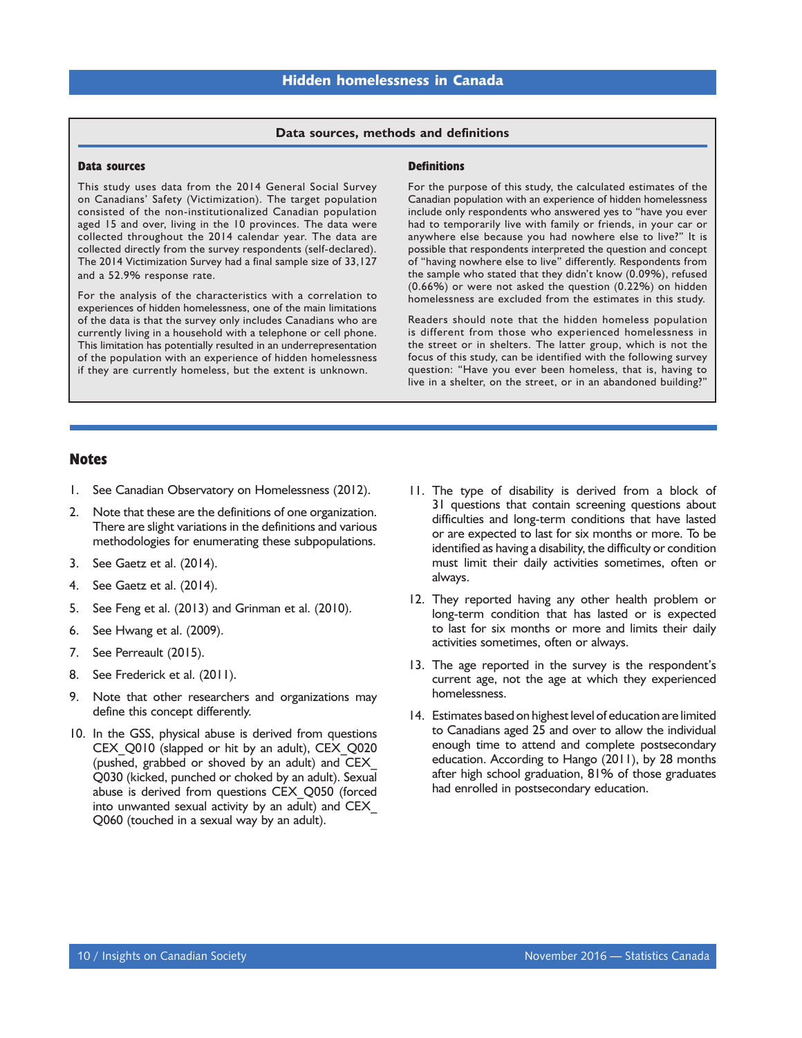## Data sources, methods and definitions

### Data sources

This study uses data from the 2014 General Social Survey on Canadians' Safety (Victimization). The target population consisted of the non-institutionalized Canadian population aged 15 and over, living in the 10 provinces. The data were collected throughout the 2014 calendar year. The data are collected directly from the survey respondents (self-declared). The 2014 Victimization Survey had a final sample size of 33,127 and a 52.9% response rate.

For the analysis of the characteristics with a correlation to experiences of hidden homelessness, one of the main limitations of the data is that the survey only includes Canadians who are currently living in a household with a telephone or cell phone. This limitation has potentially resulted in an underrepresentation of the population with an experience of hidden homelessness if they are currently homeless, but the extent is unknown.

### Definitions

For the purpose of this study, the calculated estimates of the Canadian population with an experience of hidden homelessness include only respondents who answered yes to "have you ever had to temporarily live with family or friends, in your car or anywhere else because you had nowhere else to live?" It is possible that respondents interpreted the question and concept of "having nowhere else to live" differently. Respondents from the sample who stated that they didn't know (0.09%), refused (0.66%) or were not asked the question (0.22%) on hidden homelessness are excluded from the estimates in this study.

Readers should note that the hidden homeless population is different from those who experienced homelessness in the street or in shelters. The latter group, which is not the focus of this study, can be identified with the following survey question: "Have you ever been homeless, that is, having to live in a shelter, on the street, or in an abandoned building?"

## Notes

1. See Canadian Observatory on Homelessness (2012).
2. Note that these are the definitions of one organization. There are slight variations in the definitions and various methodologies for enumerating these subpopulations.
3. See Gaetz et al. (2014).
4. See Gaetz et al. (2014).
5. See Feng et al. (2013) and Grinman et al. (2010).
6. See Hwang et al. (2009).
7. See Perreault (2015).
8. See Frederick et al. (2011).
9. Note that other researchers and organizations may define this concept differently.
10. In the GSS, physical abuse is derived from questions CEX_Q010 (slapped or hit by an adult), CEX_Q020 (pushed, grabbed or shoved by an adult) and CEX_Q030 (kicked, punched or choked by an adult). Sexual abuse is derived from questions CEX_Q050 (forced into unwanted sexual activity by an adult) and CEX_Q060 (touched in a sexual way by an adult).
11. The type of disability is derived from a block of 31 questions that contain screening questions about difficulties and long-term conditions that have lasted or are expected to last for six months or more. To be identified as having a disability, the difficulty or condition must limit their daily activities sometimes, often or always.
12. They reported having any other health problem or long-term condition that has lasted or is expected to last for six months or more and limits their daily activities sometimes, often or always.
13. The age reported in the survey is the respondent's current age, not the age at which they experienced homelessness.
14. Estimates based on highest level of education are limited to Canadians aged 25 and over to allow the individual enough time to attend and complete postsecondary education. According to Hango (2011), by 28 months after high school graduation, 81% of those graduates had enrolled in postsecondary education.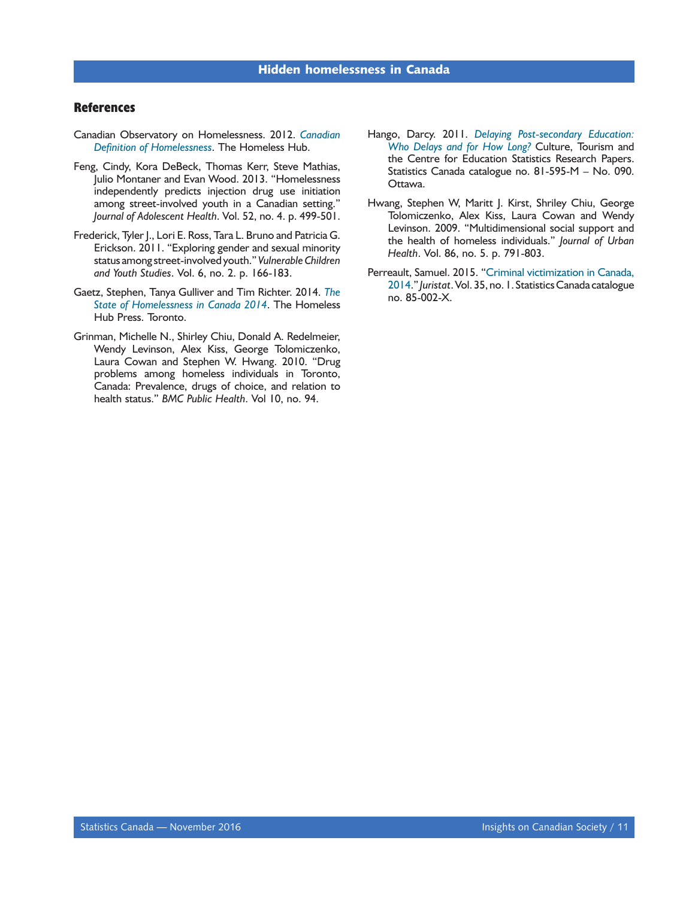## References

Canadian Observatory on Homelessness. 2012. *Canadian Definition of Homelessness*. The Homeless Hub.

Feng, Cindy, Kora DeBeck, Thomas Kerr, Steve Mathias, Julio Montaner and Evan Wood. 2013. "Homelessness independently predicts injection drug use initiation among street-involved youth in a Canadian setting." *Journal of Adolescent Health*. Vol. 52, no. 4. p. 499-501.

Frederick, Tyler J., Lori E. Ross, Tara L. Bruno and Patricia G. Erickson. 2011. "Exploring gender and sexual minority status among street-involved youth." *Vulnerable Children and Youth Studies*. Vol. 6, no. 2. p. 166-183.

Gaetz, Stephen, Tanya Gulliver and Tim Richter. 2014. *The State of Homelessness in Canada 2014*. The Homeless Hub Press. Toronto.

Grinman, Michelle N., Shirley Chiu, Donald A. Redelmeier, Wendy Levinson, Alex Kiss, George Tolomiczenko, Laura Cowan and Stephen W. Hwang. 2010. "Drug problems among homeless individuals in Toronto, Canada: Prevalence, drugs of choice, and relation to health status." *BMC Public Health*. Vol 10, no. 94.

Hango, Darcy. 2011. *Delaying Post-secondary Education: Who Delays and for How Long?* Culture, Tourism and the Centre for Education Statistics Research Papers. Statistics Canada catalogue no. 81-595-M – No. 090. Ottawa.

Hwang, Stephen W, Maritt J. Kirst, Shriley Chiu, George Tolomiczenko, Alex Kiss, Laura Cowan and Wendy Levinson. 2009. "Multidimensional social support and the health of homeless individuals." *Journal of Urban Health*. Vol. 86, no. 5. p. 791-803.

Perreault, Samuel. 2015. "Criminal victimization in Canada, 2014." *Juristat*. Vol. 35, no. 1. Statistics Canada catalogue no. 85-002-X.